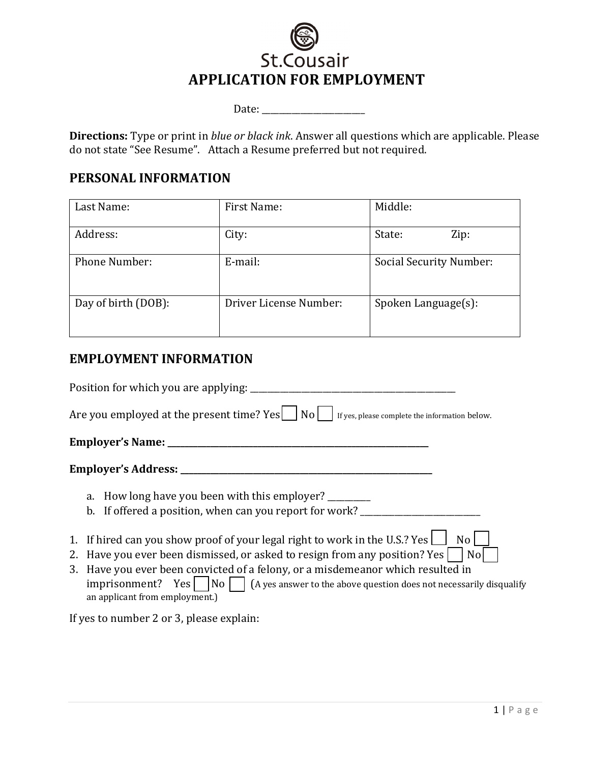St.Cousair

# APPLICATION FOR EMPLOYMENT

Date: ______________________

**Directions:** Type or print in *blue or black ink*. Answer all questions which are applicable. Please do not state "See Resume". Attach a Resume preferred but not required.

## PERSONAL INFORMATION

| Last Name: | First Name: | Middle: |
|---|---|---|
| Address: | City: | State: Zip: |
| Phone Number: | E-mail: | Social Security Number: |
| Day of birth (DOB): | Driver License Number: | Spoken Language(s): |

## EMPLOYMENT INFORMATION

Position for which you are applying: ______________________________________________

Are you employed at the present time? Yes ☐ No ☐ If yes, please complete the information below.

**Employer's Name: ____________________________________________________________**

**Employer's Address: _________________________________________________________**

a. How long have you been with this employer? __________
b. If offered a position, when can you report for work? ___________________________

1. If hired can you show proof of your legal right to work in the U.S.? Yes ☐ No ☐
2. Have you ever been dismissed, or asked to resign from any position? Yes ☐ No ☐
3. Have you ever been convicted of a felony, or a misdemeanor which resulted in imprisonment? Yes ☐ No ☐ (A yes answer to the above question does not necessarily disqualify an applicant from employment.)

If yes to number 2 or 3, please explain: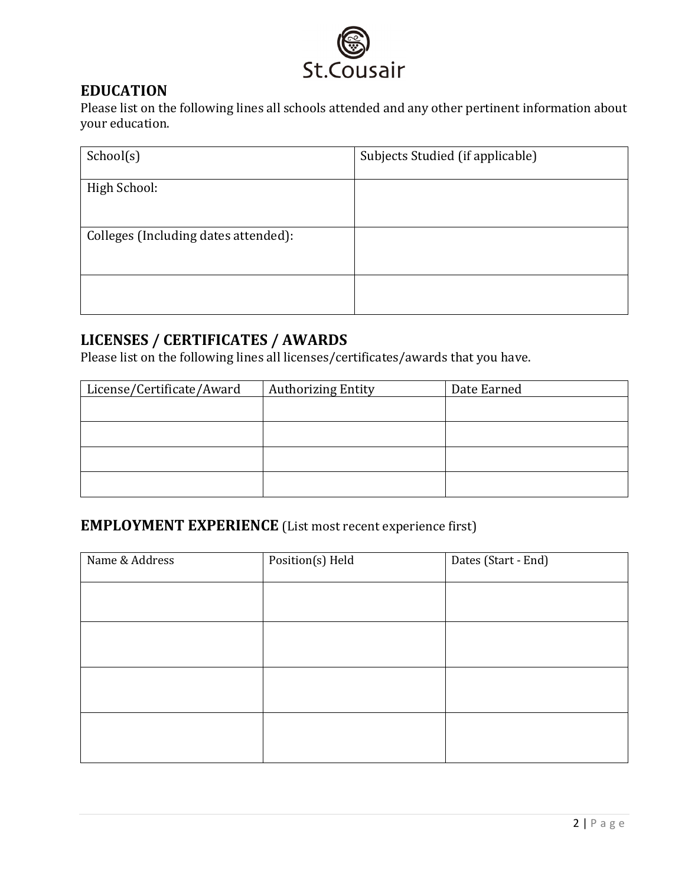St.Cousair

## EDUCATION

Please list on the following lines all schools attended and any other pertinent information about your education.

| School(s) | Subjects Studied (if applicable) |
|---|---|
| High School: | |
| Colleges (Including dates attended): | |
| | |

## LICENSES / CERTIFICATES / AWARDS

Please list on the following lines all licenses/certificates/awards that you have.

| License/Certificate/Award | Authorizing Entity | Date Earned |
|---|---|---|
| | | |
| | | |
| | | |
| | | |

## EMPLOYMENT EXPERIENCE (List most recent experience first)

| Name & Address | Position(s) Held | Dates (Start - End) |
|---|---|---|
| | | |
| | | |
| | | |
| | | |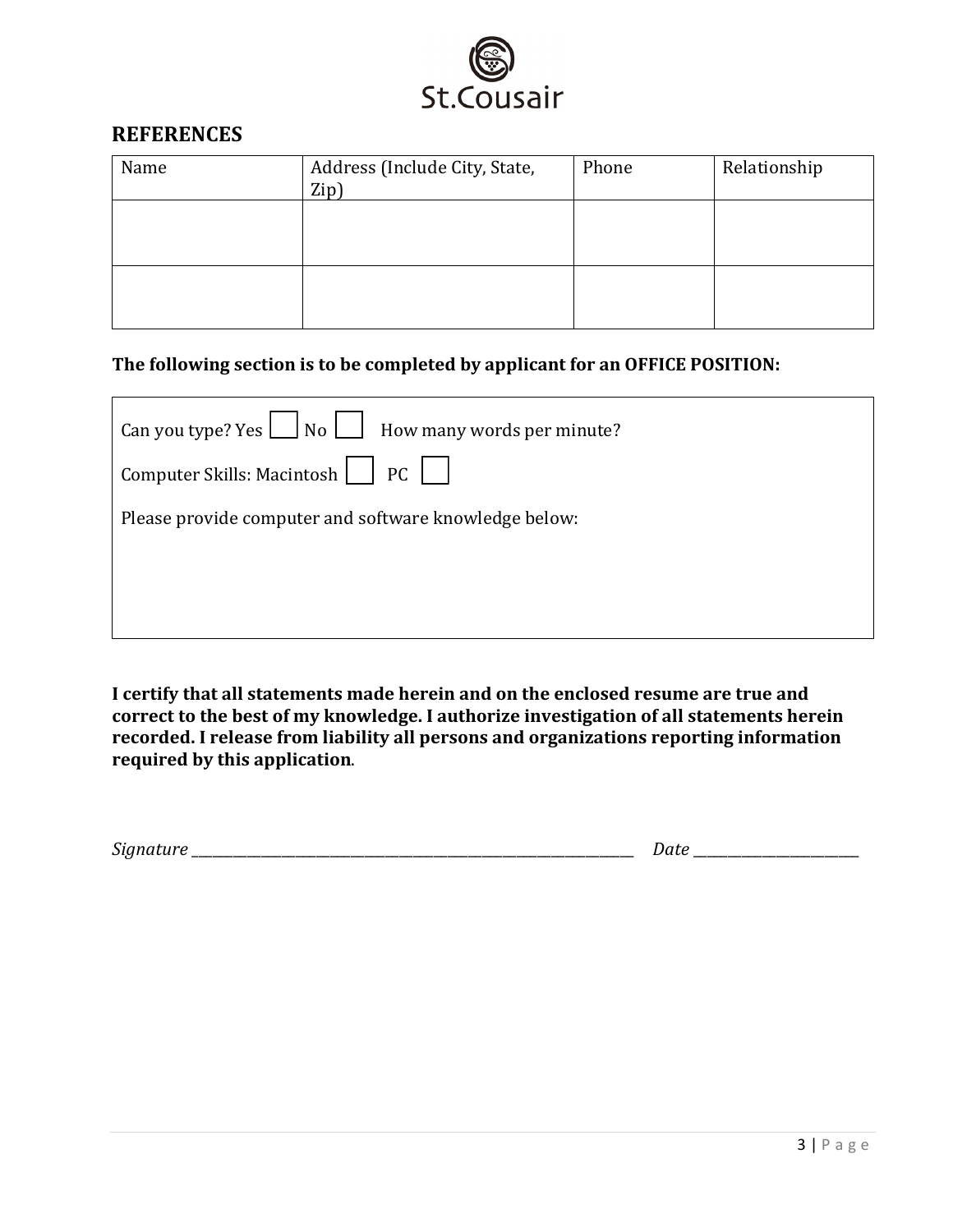St.Cousair

## REFERENCES

| Name | Address (Include City, State, Zip) | Phone | Relationship |
|---|---|---|---|
| | | | |
| | | | |

**The following section is to be completed by applicant for an OFFICE POSITION:**

Can you type? Yes ☐ No ☐ How many words per minute?

Computer Skills: Macintosh ☐ PC ☐

Please provide computer and software knowledge below:

**I certify that all statements made herein and on the enclosed resume are true and correct to the best of my knowledge. I authorize investigation of all statements herein recorded. I release from liability all persons and organizations reporting information required by this application.**

*Signature* ______________________________ *Date* ______________